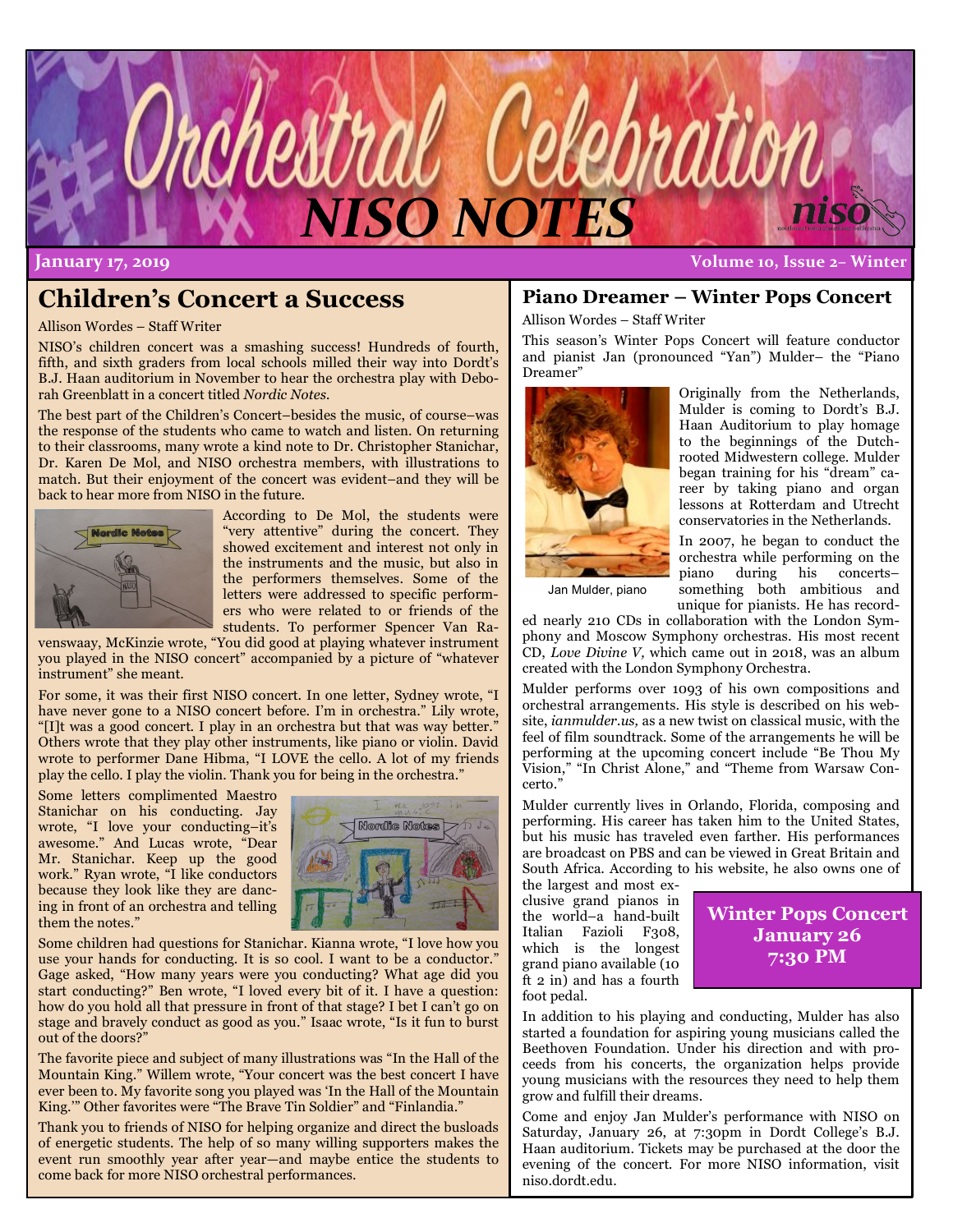# Orchestral Celebration

# NISO NOTES

**January 17, 2019** | **Volume 10, Issue 2– Winter**

## Children's Concert a Success

Allison Wordes – Staff Writer

NISO's children concert was a smashing success! Hundreds of fourth, fifth, and sixth graders from local schools milled their way into Dordt's B.J. Haan auditorium in November to hear the orchestra play with Deborah Greenblatt in a concert titled *Nordic Notes*.

The best part of the Children's Concert–besides the music, of course–was the response of the students who came to watch and listen. On returning to their classrooms, many wrote a kind note to Dr. Christopher Stanichar, Dr. Karen De Mol, and NISO orchestra members, with illustrations to match. But their enjoyment of the concert was evident–and they will be back to hear more from NISO in the future.

According to De Mol, the students were "very attentive" during the concert. They showed excitement and interest not only in the instruments and the music, but also in the performers themselves. Some of the letters were addressed to specific performers who were related to or friends of the students. To performer Spencer Van Ravenswaay, McKinzie wrote, "You did good at playing whatever instrument you played in the NISO concert" accompanied by a picture of "whatever instrument" she meant.

For some, it was their first NISO concert. In one letter, Sydney wrote, "I have never gone to a NISO concert before. I'm in orchestra." Lily wrote, "[I]t was a good concert. I play in an orchestra but that was way better." Others wrote that they play other instruments, like piano or violin. David wrote to performer Dane Hibma, "I LOVE the cello. A lot of my friends play the cello. I play the violin. Thank you for being in the orchestra."

Some letters complimented Maestro Stanichar on his conducting. Jay wrote, "I love your conducting–it's awesome." And Lucas wrote, "Dear Mr. Stanichar. Keep up the good work." Ryan wrote, "I like conductors because they look like they are dancing in front of an orchestra and telling them the notes."

Some children had questions for Stanichar. Kianna wrote, "I love how you use your hands for conducting. It is so cool. I want to be a conductor." Gage asked, "How many years were you conducting? What age did you start conducting?" Ben wrote, "I loved every bit of it. I have a question: how do you hold all that pressure in front of that stage? I bet I can't go on stage and bravely conduct as good as you." Isaac wrote, "Is it fun to burst out of the doors?"

The favorite piece and subject of many illustrations was "In the Hall of the Mountain King." Willem wrote, "Your concert was the best concert I have ever been to. My favorite song you played was 'In the Hall of the Mountain King.'" Other favorites were "The Brave Tin Soldier" and "Finlandia."

Thank you to friends of NISO for helping organize and direct the busloads of energetic students. The help of so many willing supporters makes the event run smoothly year after year—and maybe entice the students to come back for more NISO orchestral performances.

## Piano Dreamer – Winter Pops Concert

Allison Wordes – Staff Writer

This season's Winter Pops Concert will feature conductor and pianist Jan (pronounced "Yan") Mulder– the "Piano Dreamer"

Jan Mulder, piano

Originally from the Netherlands, Mulder is coming to Dordt's B.J. Haan Auditorium to play homage to the beginnings of the Dutch-rooted Midwestern college. Mulder began training for his "dream" career by taking piano and organ lessons at Rotterdam and Utrecht conservatories in the Netherlands.

In 2007, he began to conduct the orchestra while performing on the piano during his concerts–something both ambitious and unique for pianists. He has recorded nearly 210 CDs in collaboration with the London Symphony and Moscow Symphony orchestras. His most recent CD, *Love Divine V,* which came out in 2018, was an album created with the London Symphony Orchestra.

Mulder performs over 1093 of his own compositions and orchestral arrangements. His style is described on his website, *ianmulder.us,* as a new twist on classical music, with the feel of film soundtrack. Some of the arrangements he will be performing at the upcoming concert include "Be Thou My Vision," "In Christ Alone," and "Theme from Warsaw Concerto."

Mulder currently lives in Orlando, Florida, composing and performing. His career has taken him to the United States, but his music has traveled even farther. His performances are broadcast on PBS and can be viewed in Great Britain and South Africa. According to his website, he also owns one of the largest and most exclusive grand pianos in the world–a hand-built Italian Fazioli F308, which is the longest grand piano available (10 ft 2 in) and has a fourth foot pedal.

**Winter Pops Concert**
**January 26**
**7:30 PM**

In addition to his playing and conducting, Mulder has also started a foundation for aspiring young musicians called the Beethoven Foundation. Under his direction and with proceeds from his concerts, the organization helps provide young musicians with the resources they need to help them grow and fulfill their dreams.

Come and enjoy Jan Mulder's performance with NISO on Saturday, January 26, at 7:30pm in Dordt College's B.J. Haan auditorium. Tickets may be purchased at the door the evening of the concert. For more NISO information, visit niso.dordt.edu.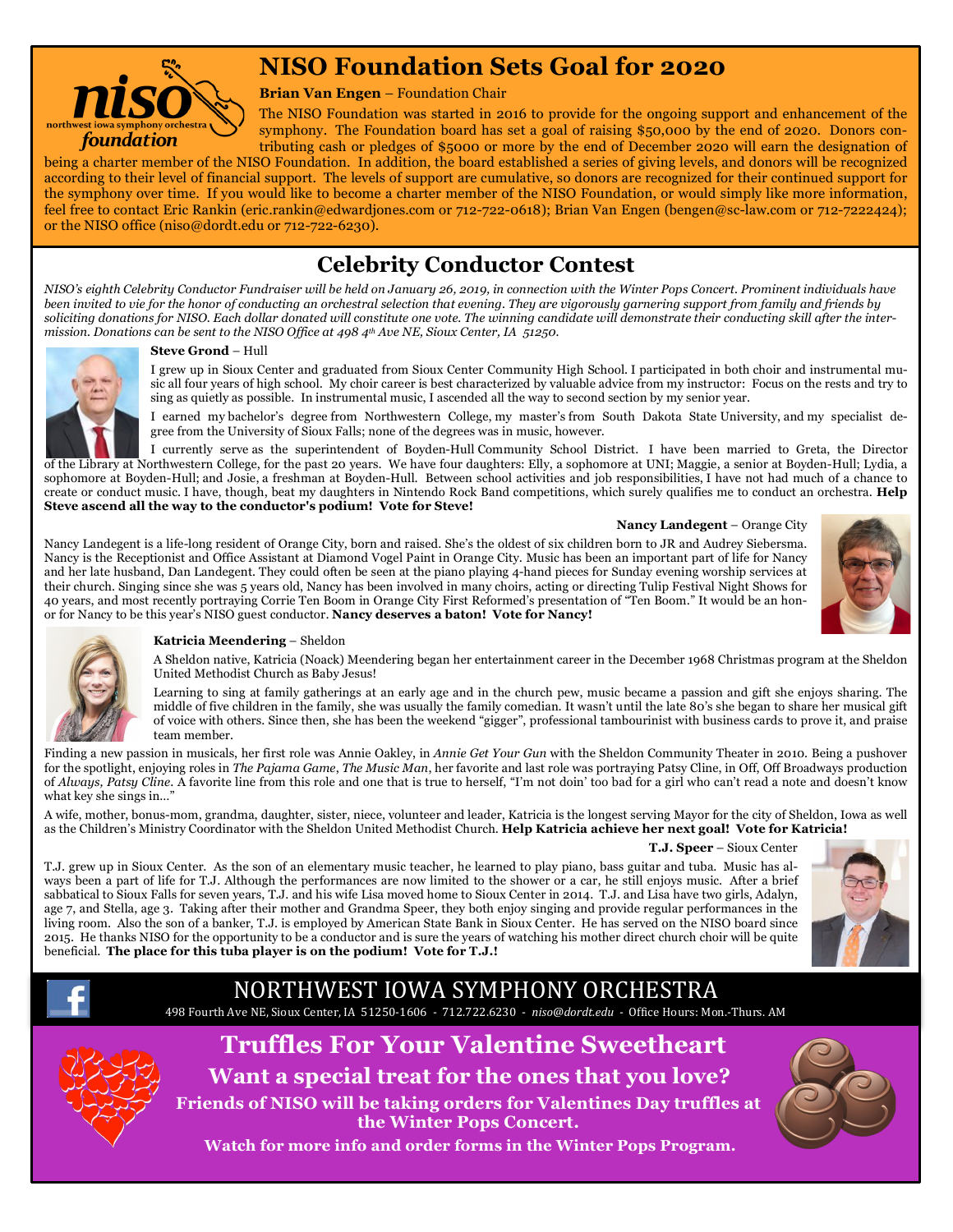## NISO Foundation Sets Goal for 2020

northwest iowa symphony orchestra
foundation

**Brian Van Engen** – Foundation Chair

The NISO Foundation was started in 2016 to provide for the ongoing support and enhancement of the symphony. The Foundation board has set a goal of raising $50,000 by the end of 2020. Donors contributing cash or pledges of $5000 or more by the end of December 2020 will earn the designation of being a charter member of the NISO Foundation. In addition, the board established a series of giving levels, and donors will be recognized according to their level of financial support. The levels of support are cumulative, so donors are recognized for their continued support for the symphony over time. If you would like to become a charter member of the NISO Foundation, or would simply like more information, feel free to contact Eric Rankin (eric.rankin@edwardjones.com or 712-722-0618); Brian Van Engen (bengen@sc-law.com or 712-7222424); or the NISO office (niso@dordt.edu or 712-722-6230).

## Celebrity Conductor Contest

*NISO's eighth Celebrity Conductor Fundraiser will be held on January 26, 2019, in connection with the Winter Pops Concert. Prominent individuals have been invited to vie for the honor of conducting an orchestral selection that evening. They are vigorously garnering support from family and friends by soliciting donations for NISO. Each dollar donated will constitute one vote. The winning candidate will demonstrate their conducting skill after the intermission. Donations can be sent to the NISO Office at 498 4th Ave NE, Sioux Center, IA 51250.*

**Steve Grond** – Hull

I grew up in Sioux Center and graduated from Sioux Center Community High School. I participated in both choir and instrumental music all four years of high school. My choir career is best characterized by valuable advice from my instructor: Focus on the rests and try to sing as quietly as possible. In instrumental music, I ascended all the way to second section by my senior year.

I earned my bachelor's degree from Northwestern College, my master's from South Dakota State University, and my specialist degree from the University of Sioux Falls; none of the degrees was in music, however.

I currently serve as the superintendent of Boyden-Hull Community School District. I have been married to Greta, the Director of the Library at Northwestern College, for the past 20 years. We have four daughters: Elly, a sophomore at UNI; Maggie, a senior at Boyden-Hull; Lydia, a sophomore at Boyden-Hull; and Josie, a freshman at Boyden-Hull. Between school activities and job responsibilities, I have not had much of a chance to create or conduct music. I have, though, beat my daughters in Nintendo Rock Band competitions, which surely qualifies me to conduct an orchestra. **Help Steve ascend all the way to the conductor's podium! Vote for Steve!**

**Nancy Landegent** – Orange City

Nancy Landegent is a life-long resident of Orange City, born and raised. She's the oldest of six children born to JR and Audrey Siebersma. Nancy is the Receptionist and Office Assistant at Diamond Vogel Paint in Orange City. Music has been an important part of life for Nancy and her late husband, Dan Landegent. They could often be seen at the piano playing 4-hand pieces for Sunday evening worship services at their church. Singing since she was 5 years old, Nancy has been involved in many choirs, acting or directing Tulip Festival Night Shows for 40 years, and most recently portraying Corrie Ten Boom in Orange City First Reformed's presentation of "Ten Boom." It would be an honor for Nancy to be this year's NISO guest conductor. **Nancy deserves a baton! Vote for Nancy!**

**Katricia Meendering** – Sheldon

A Sheldon native, Katricia (Noack) Meendering began her entertainment career in the December 1968 Christmas program at the Sheldon United Methodist Church as Baby Jesus!

Learning to sing at family gatherings at an early age and in the church pew, music became a passion and gift she enjoys sharing. The middle of five children in the family, she was usually the family comedian. It wasn't until the late 80's she began to share her musical gift of voice with others. Since then, she has been the weekend "gigger", professional tambourinist with business cards to prove it, and praise team member.

Finding a new passion in musicals, her first role was Annie Oakley, in *Annie Get Your Gun* with the Sheldon Community Theater in 2010. Being a pushover for the spotlight, enjoying roles in *The Pajama Game*, *The Music Man*, her favorite and last role was portraying Patsy Cline, in Off, Off Broadways production of *Always, Patsy Cline*. A favorite line from this role and one that is true to herself, "I'm not doin' too bad for a girl who can't read a note and doesn't know what key she sings in…"

A wife, mother, bonus-mom, grandma, daughter, sister, niece, volunteer and leader, Katricia is the longest serving Mayor for the city of Sheldon, Iowa as well as the Children's Ministry Coordinator with the Sheldon United Methodist Church. **Help Katricia achieve her next goal! Vote for Katricia!**

**T.J. Speer** – Sioux Center

T.J. grew up in Sioux Center. As the son of an elementary music teacher, he learned to play piano, bass guitar and tuba. Music has always been a part of life for T.J. Although the performances are now limited to the shower or a car, he still enjoys music. After a brief sabbatical to Sioux Falls for seven years, T.J. and his wife Lisa moved home to Sioux Center in 2014. T.J. and Lisa have two girls, Adalyn, age 7, and Stella, age 3. Taking after their mother and Grandma Speer, they both enjoy singing and provide regular performances in the living room. Also the son of a banker, T.J. is employed by American State Bank in Sioux Center. He has served on the NISO board since 2015. He thanks NISO for the opportunity to be a conductor and is sure the years of watching his mother direct church choir will be quite beneficial. **The place for this tuba player is on the podium! Vote for T.J.!**

## NORTHWEST IOWA SYMPHONY ORCHESTRA

498 Fourth Ave NE, Sioux Center, IA 51250-1606 - 712.722.6230 - *niso@dordt.edu* - Office Hours: Mon.-Thurs. AM

## Truffles For Your Valentine Sweetheart

**Want a special treat for the ones that you love?**

**Friends of NISO will be taking orders for Valentines Day truffles at the Winter Pops Concert.**

**Watch for more info and order forms in the Winter Pops Program.**